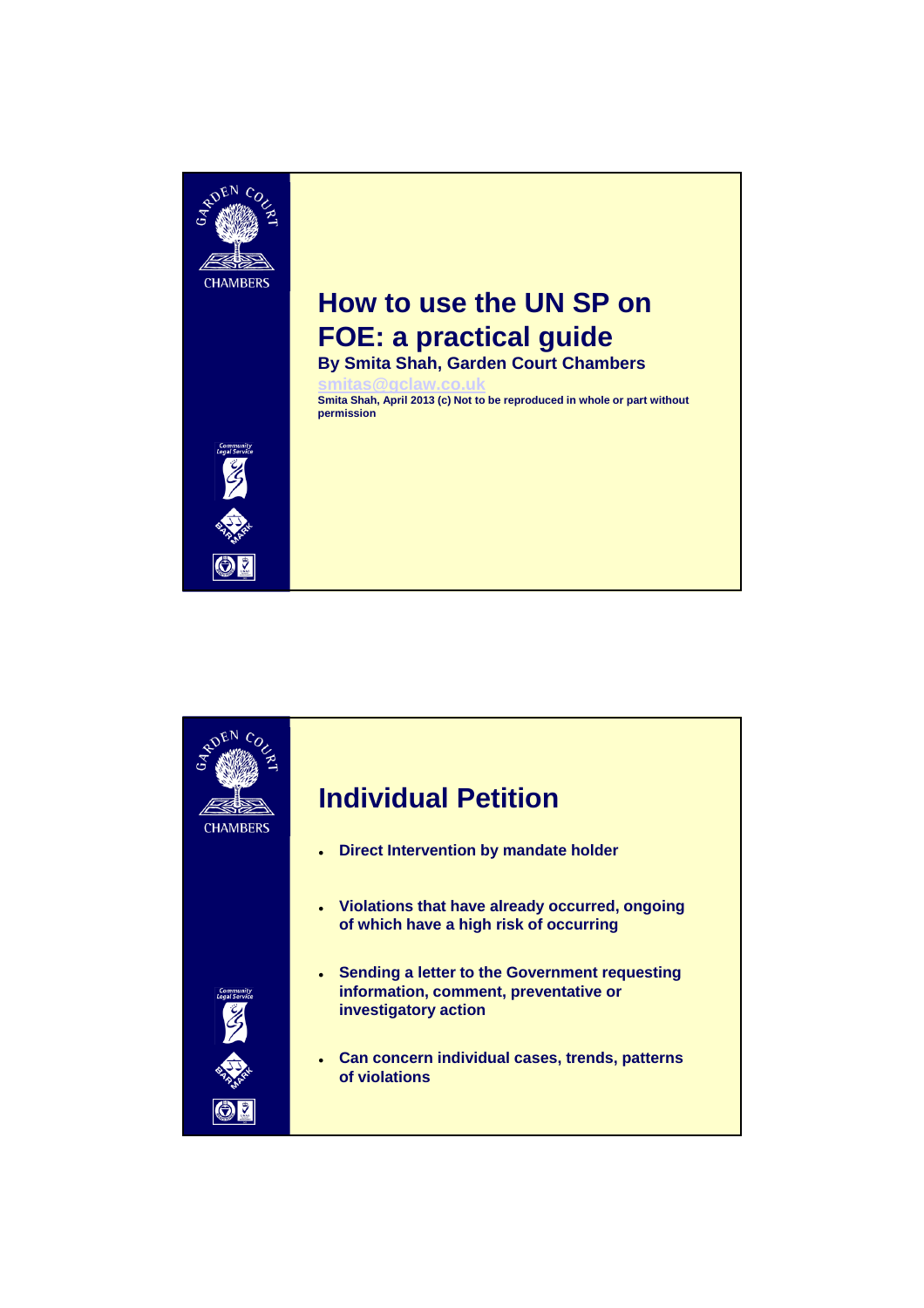# How to use the UN SP on FOE: a practical guide

**By Smita Shah, Garden Court Chambers**

smitas@gclaw.co.uk

**Smita Shah, April 2013 (c) Not to be reproduced in whole or part without permission**

## Individual Petition

- **Direct Intervention by mandate holder**
- **Violations that have already occurred, ongoing of which have a high risk of occurring**
- **Sending a letter to the Government requesting information, comment, preventative or investigatory action**
- **Can concern individual cases, trends, patterns of violations**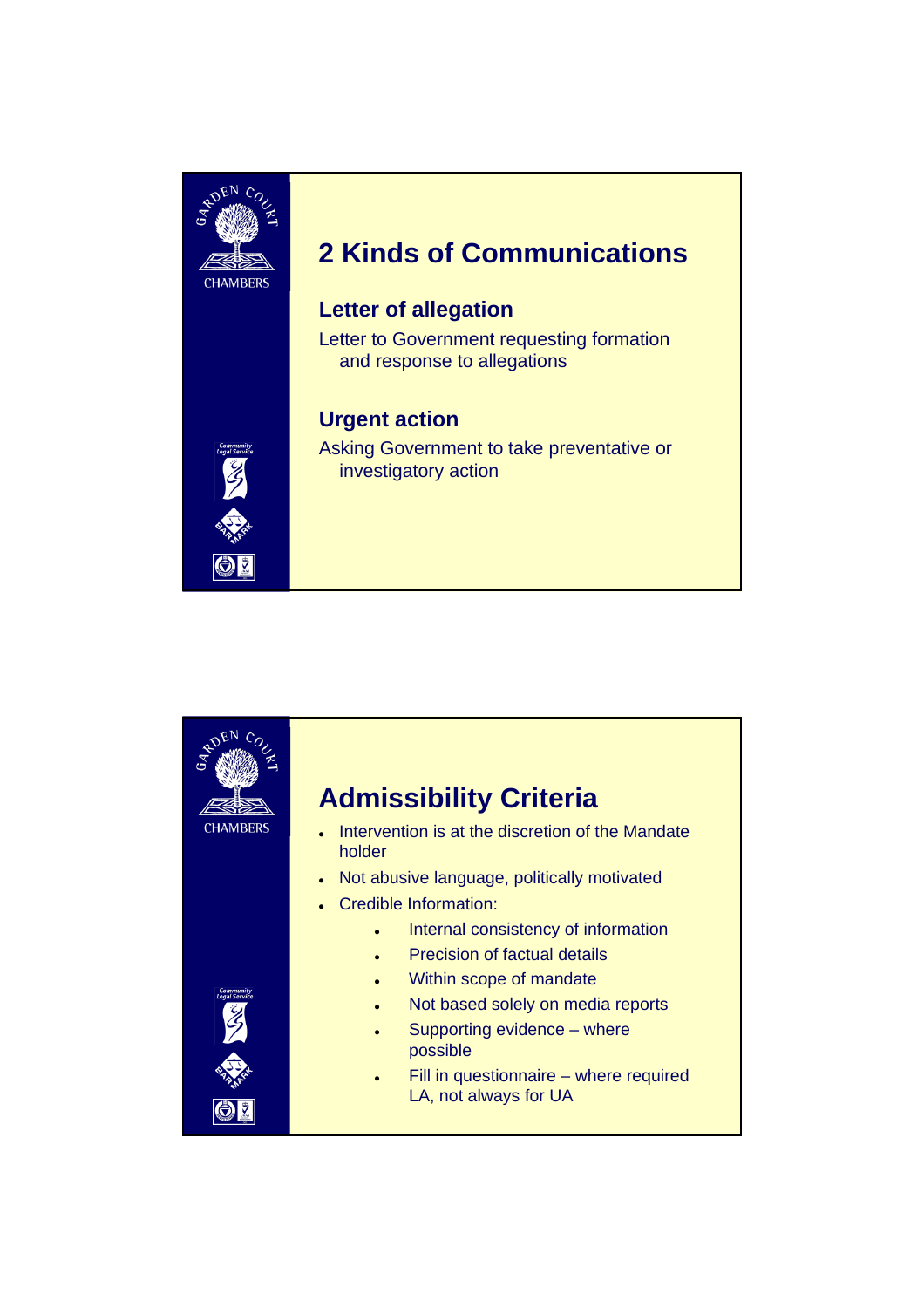## 2 Kinds of Communications

### Letter of allegation

Letter to Government requesting formation and response to allegations

### Urgent action

Asking Government to take preventative or investigatory action

## Admissibility Criteria

- Intervention is at the discretion of the Mandate holder
- Not abusive language, politically motivated
- Credible Information:
  - Internal consistency of information
  - Precision of factual details
  - Within scope of mandate
  - Not based solely on media reports
  - Supporting evidence – where possible
  - Fill in questionnaire – where required LA, not always for UA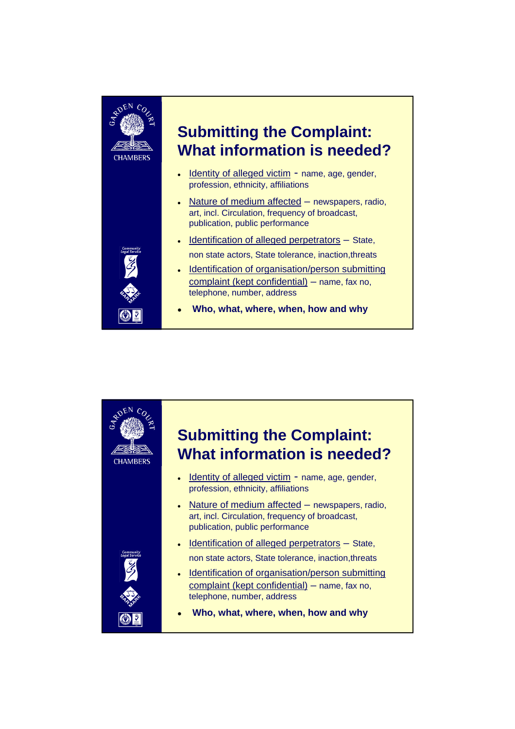## Submitting the Complaint: What information is needed?

- Identity of alleged victim - name, age, gender, profession, ethnicity, affiliations
- Nature of medium affected – newspapers, radio, art, incl. Circulation, frequency of broadcast, publication, public performance
- Identification of alleged perpetrators – State, non state actors, State tolerance, inaction,threats
- Identification of organisation/person submitting complaint (kept confidential) – name, fax no, telephone, number, address
- **Who, what, where, when, how and why**

## Submitting the Complaint: What information is needed?

- Identity of alleged victim - name, age, gender, profession, ethnicity, affiliations
- Nature of medium affected – newspapers, radio, art, incl. Circulation, frequency of broadcast, publication, public performance
- Identification of alleged perpetrators – State, non state actors, State tolerance, inaction,threats
- Identification of organisation/person submitting complaint (kept confidential) – name, fax no, telephone, number, address
- **Who, what, where, when, how and why**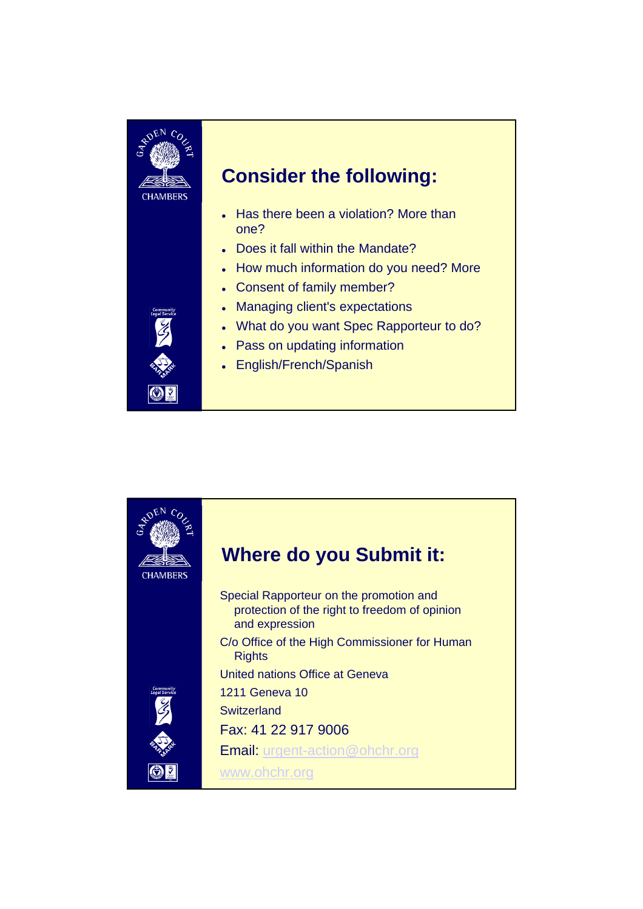## Consider the following:

- Has there been a violation? More than one?
- Does it fall within the Mandate?
- How much information do you need? More
- Consent of family member?
- Managing client's expectations
- What do you want Spec Rapporteur to do?
- Pass on updating information
- English/French/Spanish

## Where do you Submit it:

Special Rapporteur on the promotion and protection of the right to freedom of opinion and expression

C/o Office of the High Commissioner for Human Rights

United nations Office at Geneva

1211 Geneva 10

Switzerland

Fax: 41 22 917 9006

Email: urgent-action@ohchr.org

www.ohchr.org